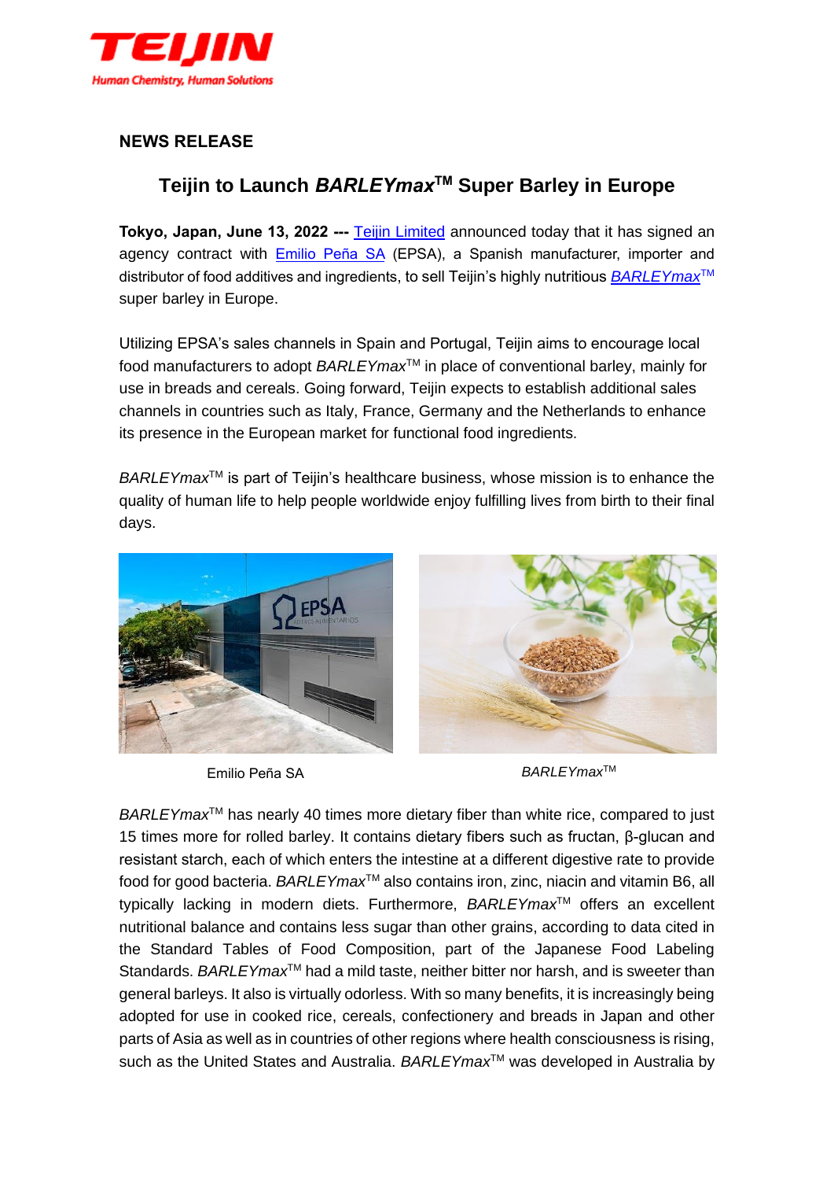**NEWS RELEASE**

# Teijin to Launch *BARLEYmax*™ Super Barley in Europe

**Tokyo, Japan, June 13, 2022 ---** Teijin Limited announced today that it has signed an agency contract with Emilio Peña SA (EPSA), a Spanish manufacturer, importer and distributor of food additives and ingredients, to sell Teijin's highly nutritious *BARLEYmax*™ super barley in Europe.

Utilizing EPSA's sales channels in Spain and Portugal, Teijin aims to encourage local food manufacturers to adopt *BARLEYmax*™ in place of conventional barley, mainly for use in breads and cereals. Going forward, Teijin expects to establish additional sales channels in countries such as Italy, France, Germany and the Netherlands to enhance its presence in the European market for functional food ingredients.

*BARLEYmax*™ is part of Teijin's healthcare business, whose mission is to enhance the quality of human life to help people worldwide enjoy fulfilling lives from birth to their final days.

Emilio Peña SA

*BARLEYmax*™

*BARLEYmax*™ has nearly 40 times more dietary fiber than white rice, compared to just 15 times more for rolled barley. It contains dietary fibers such as fructan, β-glucan and resistant starch, each of which enters the intestine at a different digestive rate to provide food for good bacteria. *BARLEYmax*™ also contains iron, zinc, niacin and vitamin B6, all typically lacking in modern diets. Furthermore, *BARLEYmax*™ offers an excellent nutritional balance and contains less sugar than other grains, according to data cited in the Standard Tables of Food Composition, part of the Japanese Food Labeling Standards. *BARLEYmax*™ had a mild taste, neither bitter nor harsh, and is sweeter than general barleys. It also is virtually odorless. With so many benefits, it is increasingly being adopted for use in cooked rice, cereals, confectionery and breads in Japan and other parts of Asia as well as in countries of other regions where health consciousness is rising, such as the United States and Australia. *BARLEYmax*™ was developed in Australia by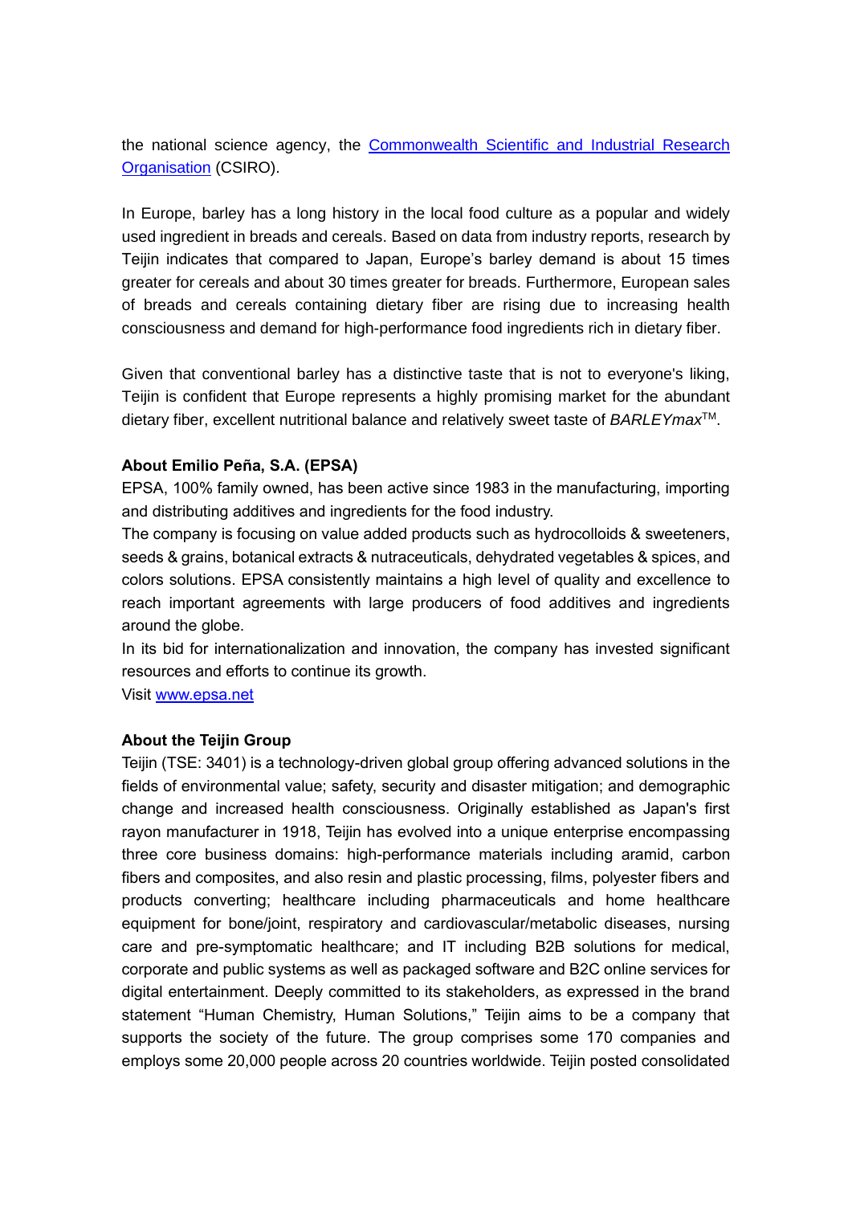the national science agency, the [Commonwealth Scientific and Industrial Research Organisation](#) (CSIRO).

In Europe, barley has a long history in the local food culture as a popular and widely used ingredient in breads and cereals. Based on data from industry reports, research by Teijin indicates that compared to Japan, Europe's barley demand is about 15 times greater for cereals and about 30 times greater for breads. Furthermore, European sales of breads and cereals containing dietary fiber are rising due to increasing health consciousness and demand for high-performance food ingredients rich in dietary fiber.

Given that conventional barley has a distinctive taste that is not to everyone's liking, Teijin is confident that Europe represents a highly promising market for the abundant dietary fiber, excellent nutritional balance and relatively sweet taste of *BARLEYmax*™.

**About Emilio Peña, S.A. (EPSA)**

EPSA, 100% family owned, has been active since 1983 in the manufacturing, importing and distributing additives and ingredients for the food industry.

The company is focusing on value added products such as hydrocolloids & sweeteners, seeds & grains, botanical extracts & nutraceuticals, dehydrated vegetables & spices, and colors solutions. EPSA consistently maintains a high level of quality and excellence to reach important agreements with large producers of food additives and ingredients around the globe.

In its bid for internationalization and innovation, the company has invested significant resources and efforts to continue its growth.

Visit [www.epsa.net](http://www.epsa.net)

**About the Teijin Group**

Teijin (TSE: 3401) is a technology-driven global group offering advanced solutions in the fields of environmental value; safety, security and disaster mitigation; and demographic change and increased health consciousness. Originally established as Japan's first rayon manufacturer in 1918, Teijin has evolved into a unique enterprise encompassing three core business domains: high-performance materials including aramid, carbon fibers and composites, and also resin and plastic processing, films, polyester fibers and products converting; healthcare including pharmaceuticals and home healthcare equipment for bone/joint, respiratory and cardiovascular/metabolic diseases, nursing care and pre-symptomatic healthcare; and IT including B2B solutions for medical, corporate and public systems as well as packaged software and B2C online services for digital entertainment. Deeply committed to its stakeholders, as expressed in the brand statement "Human Chemistry, Human Solutions," Teijin aims to be a company that supports the society of the future. The group comprises some 170 companies and employs some 20,000 people across 20 countries worldwide. Teijin posted consolidated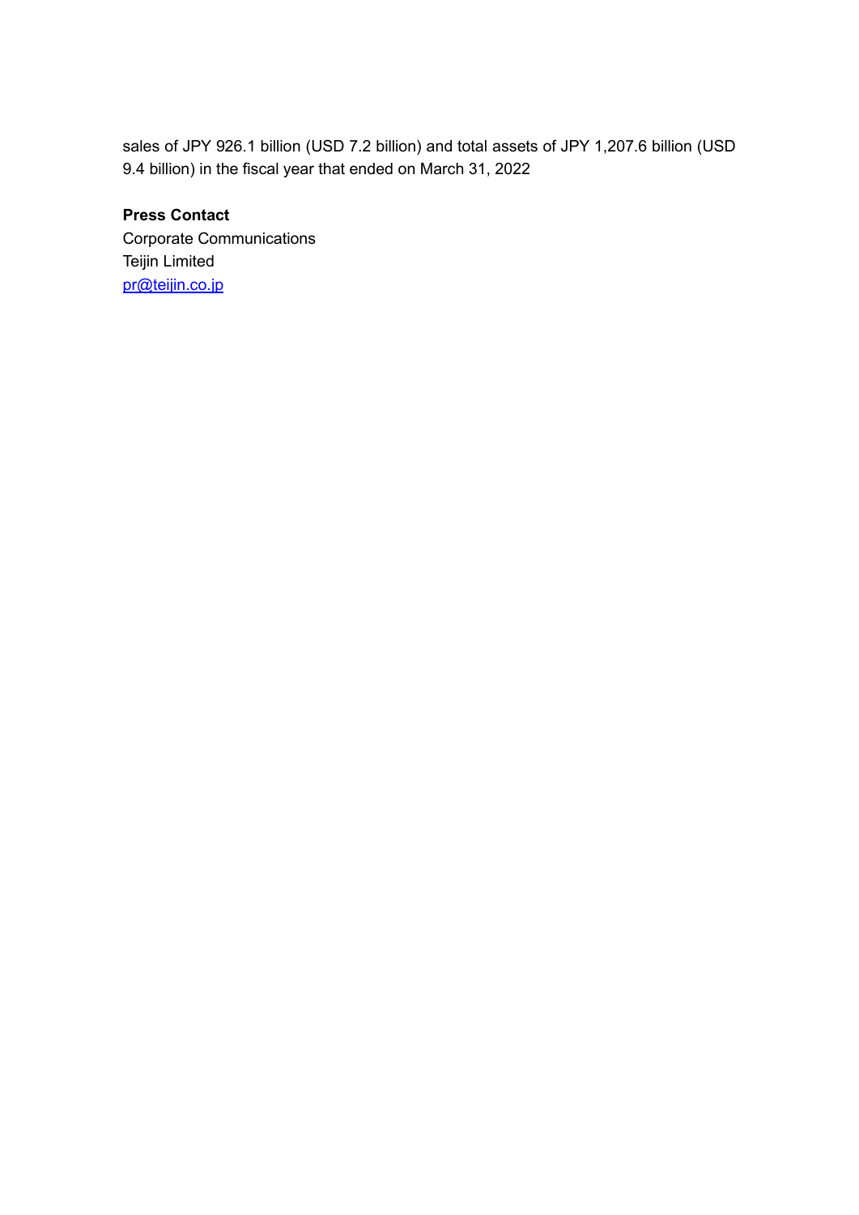sales of JPY 926.1 billion (USD 7.2 billion) and total assets of JPY 1,207.6 billion (USD 9.4 billion) in the fiscal year that ended on March 31, 2022

**Press Contact**

Corporate Communications
Teijin Limited
pr@teijin.co.jp